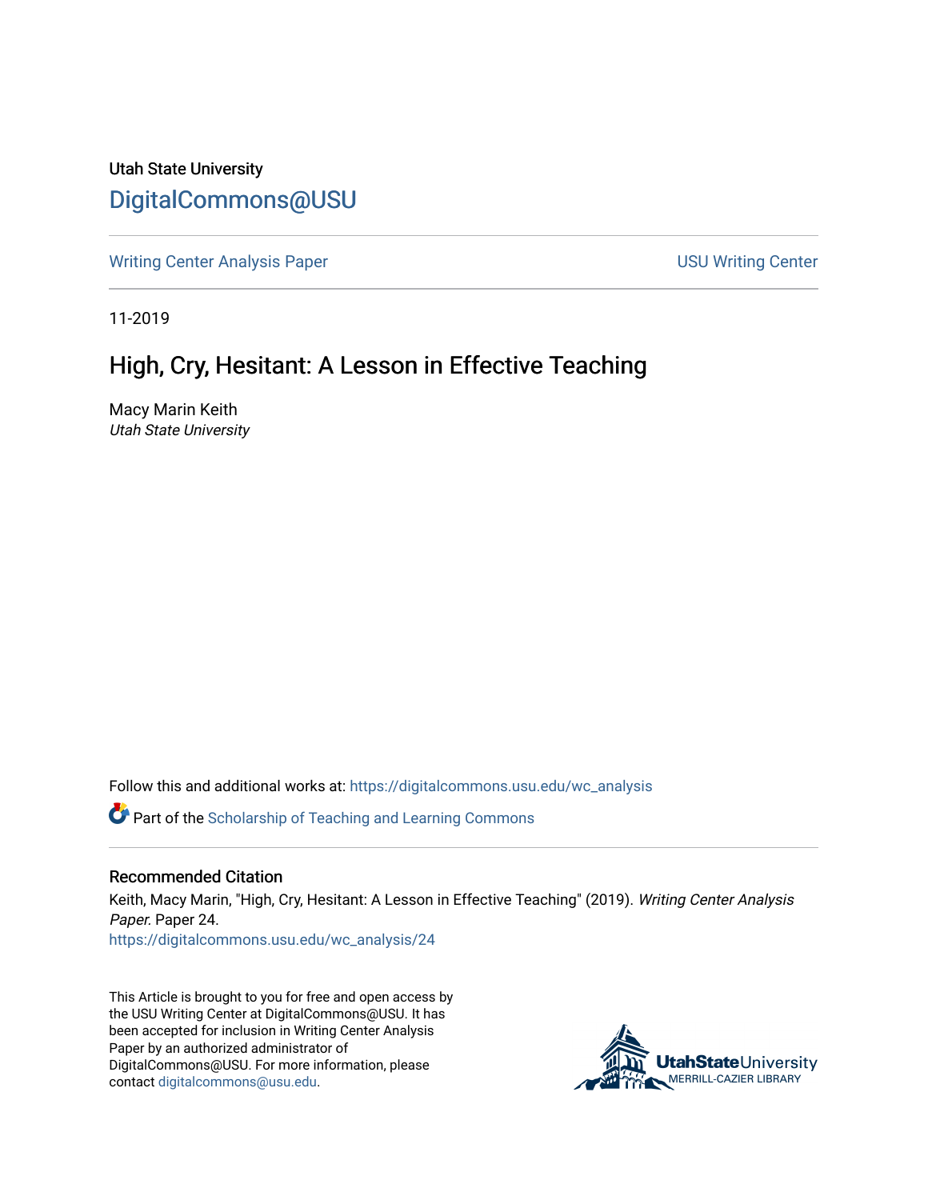Utah State University

DigitalCommons@USU

Writing Center Analysis Paper

USU Writing Center

11-2019

# High, Cry, Hesitant: A Lesson in Effective Teaching

Macy Marin Keith
*Utah State University*

Follow this and additional works at: https://digitalcommons.usu.edu/wc_analysis

Part of the Scholarship of Teaching and Learning Commons

## Recommended Citation

Keith, Macy Marin, "High, Cry, Hesitant: A Lesson in Effective Teaching" (2019). *Writing Center Analysis Paper*. Paper 24.
https://digitalcommons.usu.edu/wc_analysis/24

This Article is brought to you for free and open access by the USU Writing Center at DigitalCommons@USU. It has been accepted for inclusion in Writing Center Analysis Paper by an authorized administrator of DigitalCommons@USU. For more information, please contact digitalcommons@usu.edu.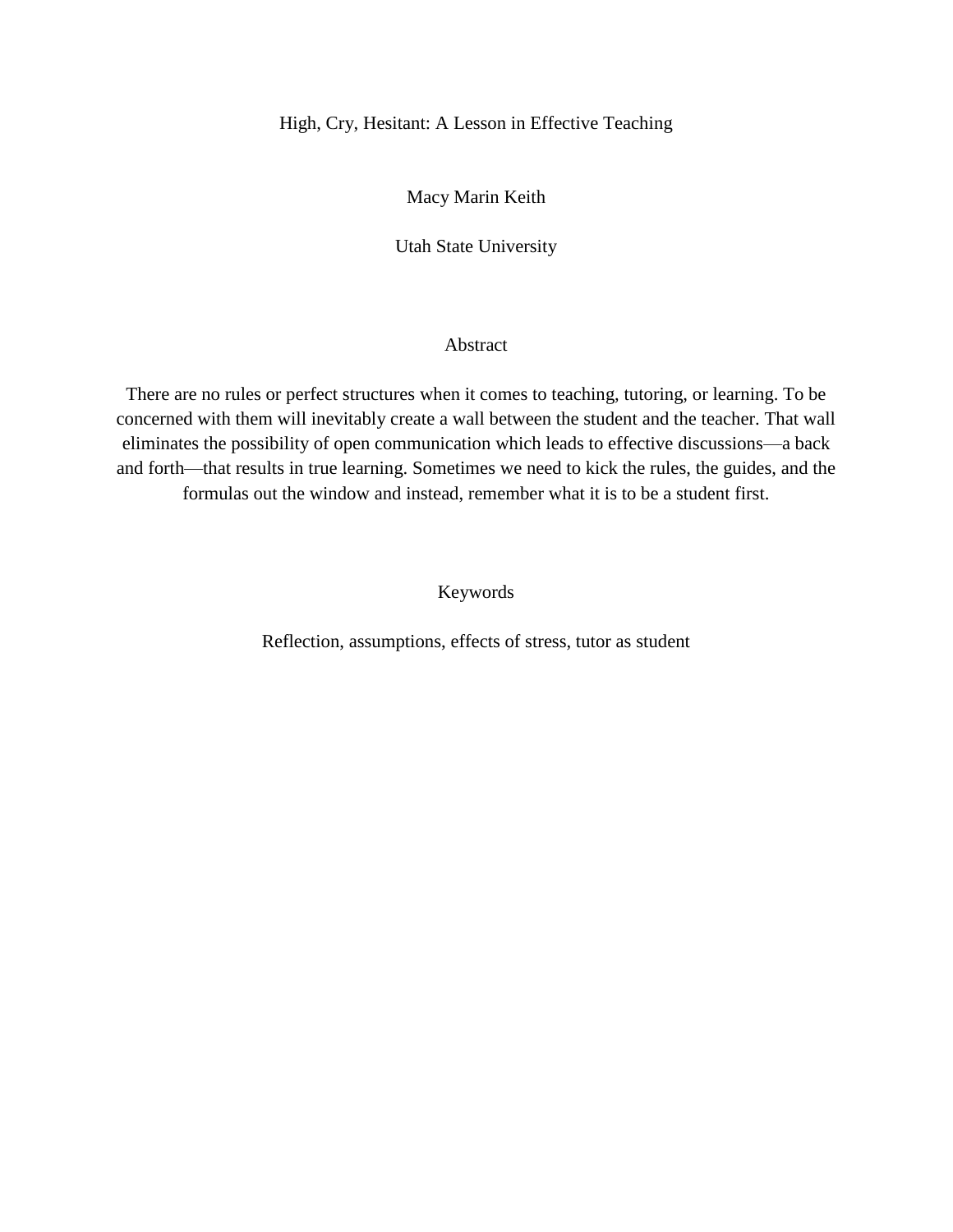# High, Cry, Hesitant: A Lesson in Effective Teaching

Macy Marin Keith

Utah State University

## Abstract

There are no rules or perfect structures when it comes to teaching, tutoring, or learning. To be concerned with them will inevitably create a wall between the student and the teacher. That wall eliminates the possibility of open communication which leads to effective discussions—a back and forth—that results in true learning. Sometimes we need to kick the rules, the guides, and the formulas out the window and instead, remember what it is to be a student first.

## Keywords

Reflection, assumptions, effects of stress, tutor as student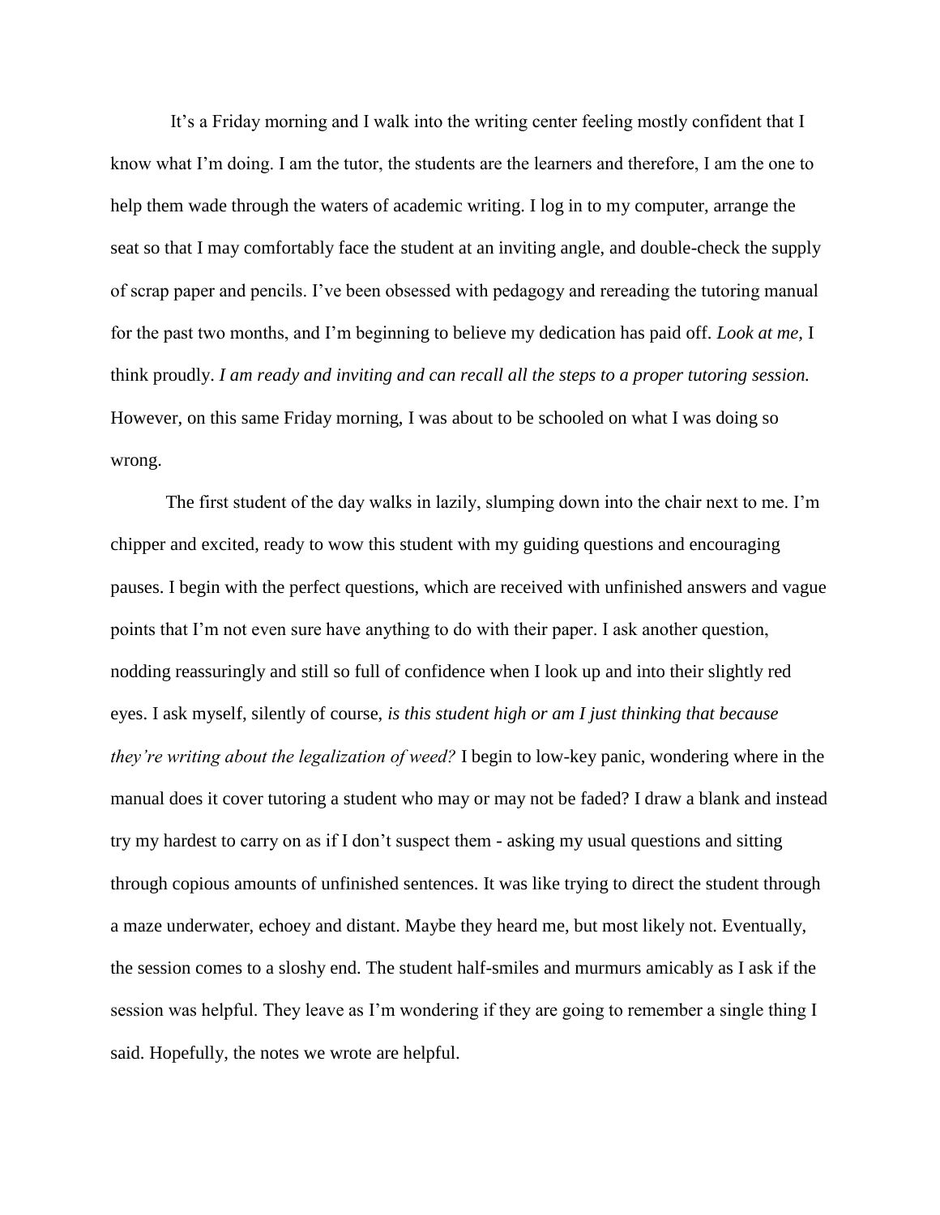It's a Friday morning and I walk into the writing center feeling mostly confident that I know what I'm doing. I am the tutor, the students are the learners and therefore, I am the one to help them wade through the waters of academic writing. I log in to my computer, arrange the seat so that I may comfortably face the student at an inviting angle, and double-check the supply of scrap paper and pencils. I've been obsessed with pedagogy and rereading the tutoring manual for the past two months, and I'm beginning to believe my dedication has paid off. *Look at me,* I think proudly. *I am ready and inviting and can recall all the steps to a proper tutoring session.* However, on this same Friday morning, I was about to be schooled on what I was doing so wrong.

The first student of the day walks in lazily, slumping down into the chair next to me. I'm chipper and excited, ready to wow this student with my guiding questions and encouraging pauses. I begin with the perfect questions, which are received with unfinished answers and vague points that I'm not even sure have anything to do with their paper. I ask another question, nodding reassuringly and still so full of confidence when I look up and into their slightly red eyes. I ask myself, silently of course, *is this student high or am I just thinking that because they're writing about the legalization of weed?* I begin to low-key panic, wondering where in the manual does it cover tutoring a student who may or may not be faded? I draw a blank and instead try my hardest to carry on as if I don't suspect them - asking my usual questions and sitting through copious amounts of unfinished sentences. It was like trying to direct the student through a maze underwater, echoey and distant. Maybe they heard me, but most likely not. Eventually, the session comes to a sloshy end. The student half-smiles and murmurs amicably as I ask if the session was helpful. They leave as I'm wondering if they are going to remember a single thing I said. Hopefully, the notes we wrote are helpful.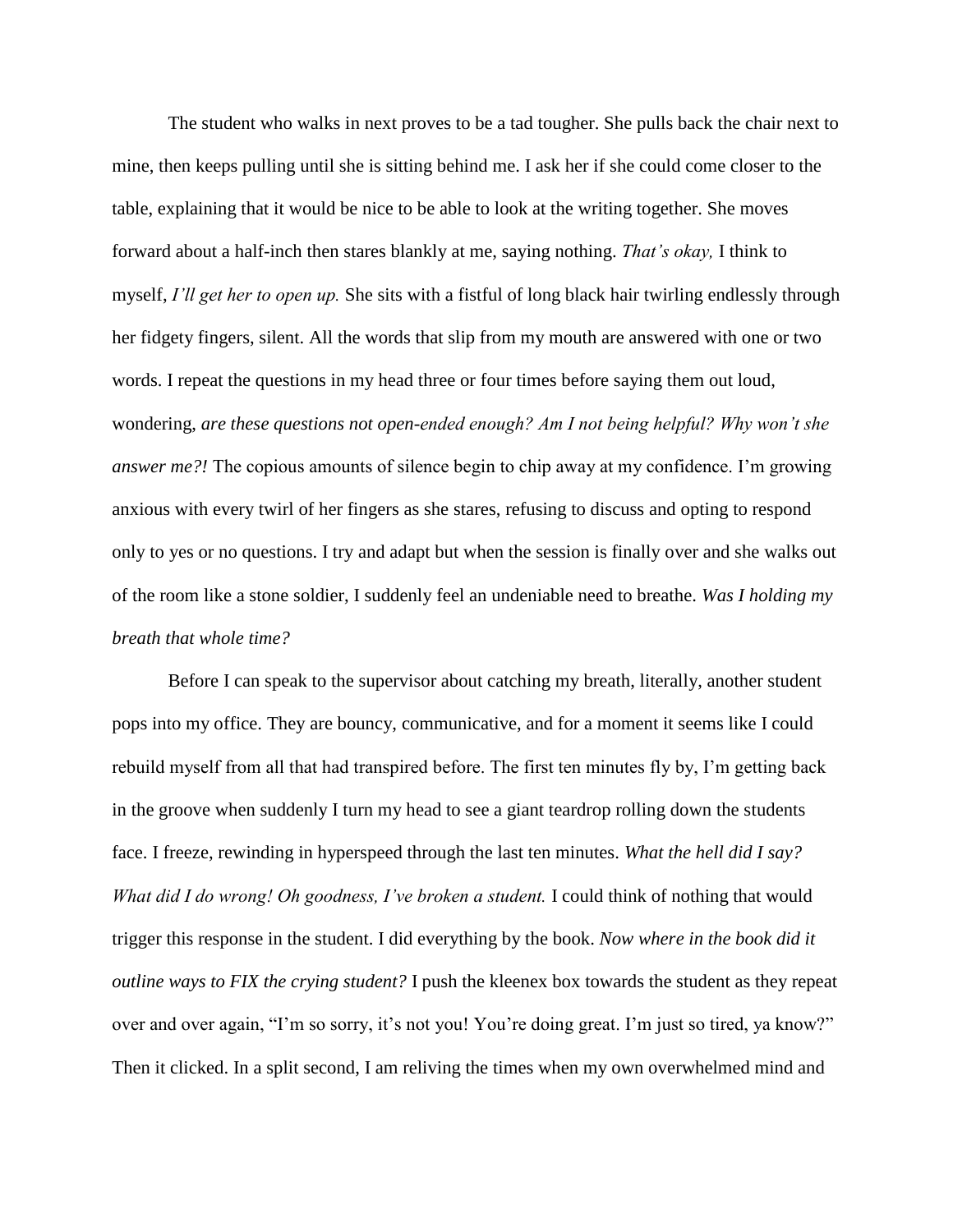The student who walks in next proves to be a tad tougher. She pulls back the chair next to mine, then keeps pulling until she is sitting behind me. I ask her if she could come closer to the table, explaining that it would be nice to be able to look at the writing together. She moves forward about a half-inch then stares blankly at me, saying nothing. *That's okay,* I think to myself, *I'll get her to open up.* She sits with a fistful of long black hair twirling endlessly through her fidgety fingers, silent. All the words that slip from my mouth are answered with one or two words. I repeat the questions in my head three or four times before saying them out loud, wondering, *are these questions not open-ended enough? Am I not being helpful? Why won't she answer me?!* The copious amounts of silence begin to chip away at my confidence. I'm growing anxious with every twirl of her fingers as she stares, refusing to discuss and opting to respond only to yes or no questions. I try and adapt but when the session is finally over and she walks out of the room like a stone soldier, I suddenly feel an undeniable need to breathe. *Was I holding my breath that whole time?*

Before I can speak to the supervisor about catching my breath, literally, another student pops into my office. They are bouncy, communicative, and for a moment it seems like I could rebuild myself from all that had transpired before. The first ten minutes fly by, I'm getting back in the groove when suddenly I turn my head to see a giant teardrop rolling down the students face. I freeze, rewinding in hyperspeed through the last ten minutes. *What the hell did I say? What did I do wrong! Oh goodness, I've broken a student.* I could think of nothing that would trigger this response in the student. I did everything by the book. *Now where in the book did it outline ways to FIX the crying student?* I push the kleenex box towards the student as they repeat over and over again, "I'm so sorry, it's not you! You're doing great. I'm just so tired, ya know?" Then it clicked. In a split second, I am reliving the times when my own overwhelmed mind and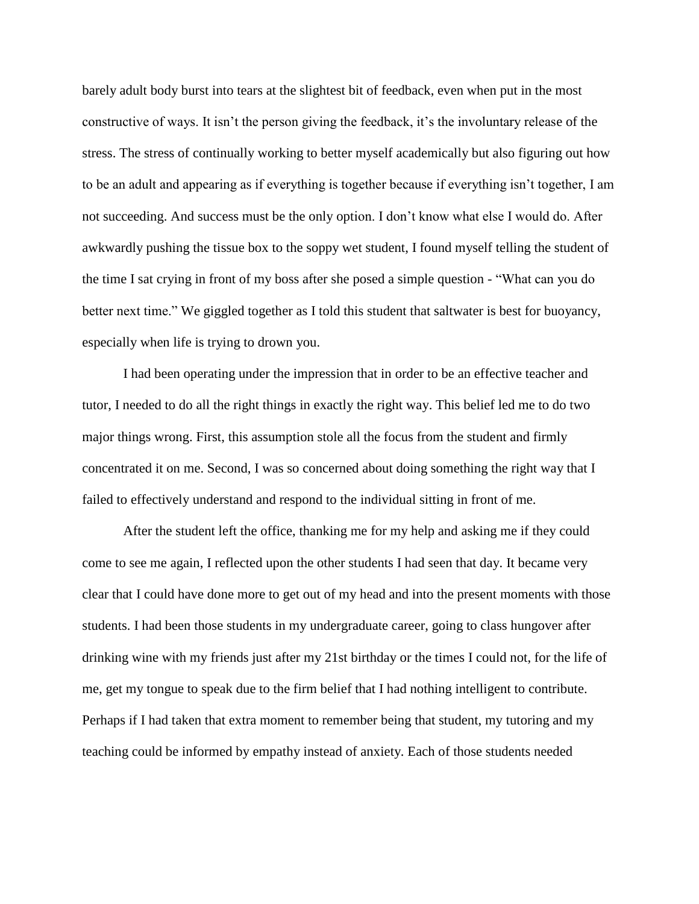barely adult body burst into tears at the slightest bit of feedback, even when put in the most constructive of ways. It isn't the person giving the feedback, it's the involuntary release of the stress. The stress of continually working to better myself academically but also figuring out how to be an adult and appearing as if everything is together because if everything isn't together, I am not succeeding. And success must be the only option. I don't know what else I would do. After awkwardly pushing the tissue box to the soppy wet student, I found myself telling the student of the time I sat crying in front of my boss after she posed a simple question - "What can you do better next time." We giggled together as I told this student that saltwater is best for buoyancy, especially when life is trying to drown you.

I had been operating under the impression that in order to be an effective teacher and tutor, I needed to do all the right things in exactly the right way. This belief led me to do two major things wrong. First, this assumption stole all the focus from the student and firmly concentrated it on me. Second, I was so concerned about doing something the right way that I failed to effectively understand and respond to the individual sitting in front of me.

After the student left the office, thanking me for my help and asking me if they could come to see me again, I reflected upon the other students I had seen that day. It became very clear that I could have done more to get out of my head and into the present moments with those students. I had been those students in my undergraduate career, going to class hungover after drinking wine with my friends just after my 21st birthday or the times I could not, for the life of me, get my tongue to speak due to the firm belief that I had nothing intelligent to contribute. Perhaps if I had taken that extra moment to remember being that student, my tutoring and my teaching could be informed by empathy instead of anxiety. Each of those students needed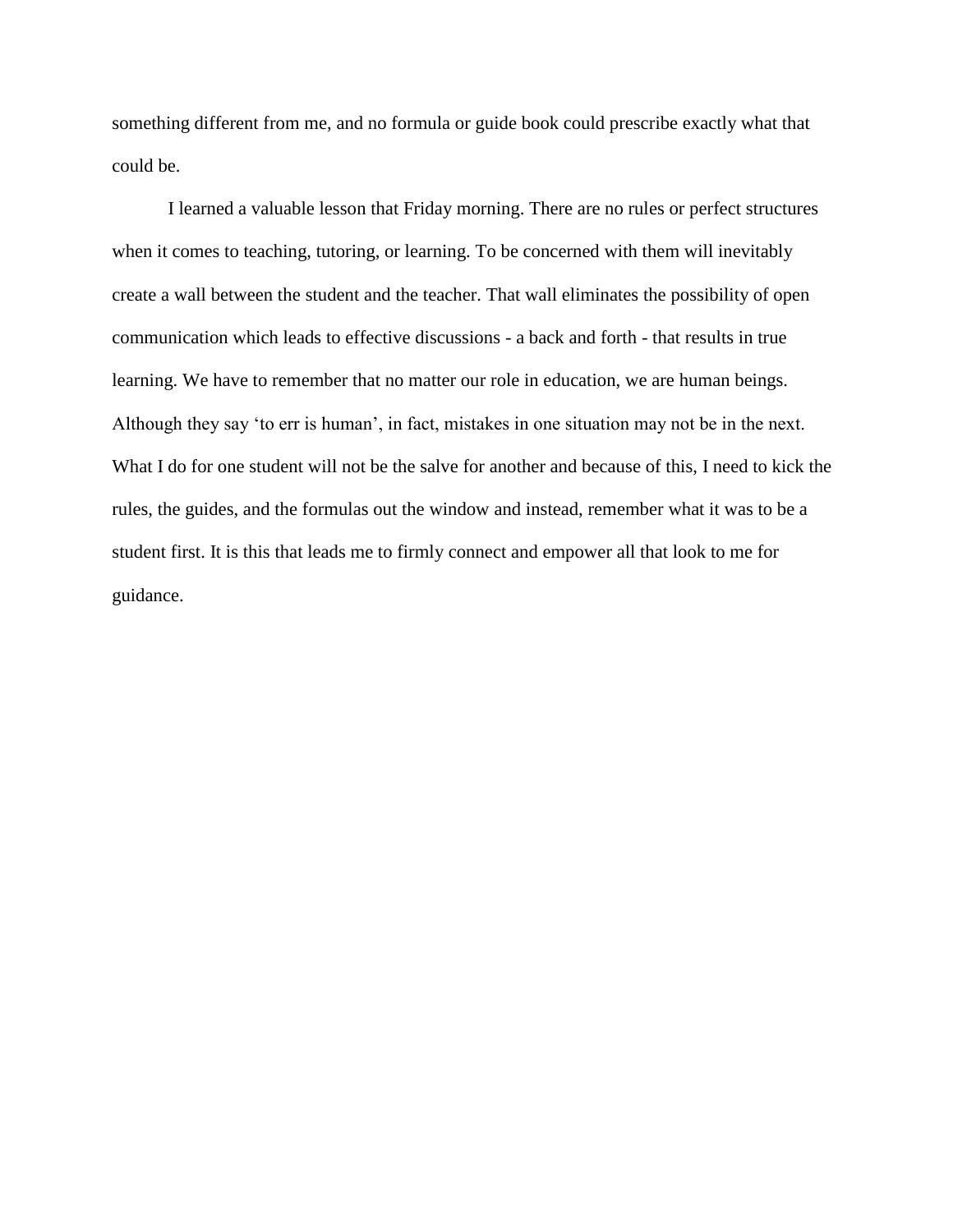something different from me, and no formula or guide book could prescribe exactly what that could be.

I learned a valuable lesson that Friday morning. There are no rules or perfect structures when it comes to teaching, tutoring, or learning. To be concerned with them will inevitably create a wall between the student and the teacher. That wall eliminates the possibility of open communication which leads to effective discussions - a back and forth - that results in true learning. We have to remember that no matter our role in education, we are human beings. Although they say 'to err is human', in fact, mistakes in one situation may not be in the next. What I do for one student will not be the salve for another and because of this, I need to kick the rules, the guides, and the formulas out the window and instead, remember what it was to be a student first. It is this that leads me to firmly connect and empower all that look to me for guidance.